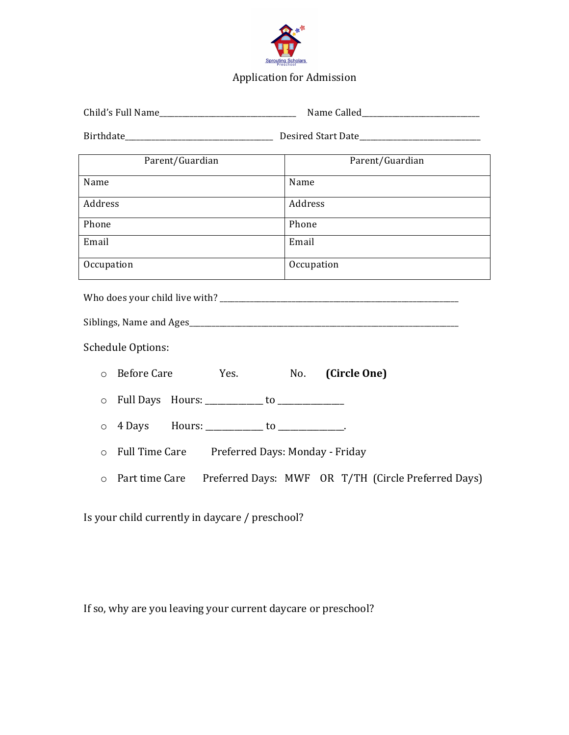Sprouting Scholars Preschool

# Application for Admission

Child's Full Name\_\_\_\_\_\_\_\_\_\_\_\_\_\_\_\_\_\_\_\_\_\_\_\_\_\_\_\_\_\_\_\_\_\_\_\_ Name Called\_\_\_\_\_\_\_\_\_\_\_\_\_\_\_\_\_\_\_\_\_\_\_\_\_\_\_\_\_\_\_

Birthdate\_\_\_\_\_\_\_\_\_\_\_\_\_\_\_\_\_\_\_\_\_\_\_\_\_\_\_\_\_\_\_\_\_\_\_\_\_\_\_ Desired Start Date\_\_\_\_\_\_\_\_\_\_\_\_\_\_\_\_\_\_\_\_\_\_\_\_\_\_\_\_\_\_\_

| Parent/Guardian | Parent/Guardian |
|---|---|
| Name | Name |
| Address | Address |
| Phone | Phone |
| Email | Email |
| Occupation | Occupation |

Who does your child live with? \_\_\_\_\_\_\_\_\_\_\_\_\_\_\_\_\_\_\_\_\_\_\_\_\_\_\_\_\_\_\_\_\_\_\_\_\_\_\_\_\_\_\_\_\_\_\_\_\_\_\_\_\_\_\_\_\_\_\_\_\_\_\_\_

Siblings, Name and Ages\_\_\_\_\_\_\_\_\_\_\_\_\_\_\_\_\_\_\_\_\_\_\_\_\_\_\_\_\_\_\_\_\_\_\_\_\_\_\_\_\_\_\_\_\_\_\_\_\_\_\_\_\_\_\_\_\_\_\_\_\_\_\_\_\_\_\_\_\_\_\_

Schedule Options:

- ○ Before Care Yes. No. **(Circle One)**
- ○ Full Days Hours: \_\_\_\_\_\_\_\_\_\_\_\_\_\_ to \_\_\_\_\_\_\_\_\_\_\_\_\_\_\_\_
- ○ 4 Days Hours: \_\_\_\_\_\_\_\_\_\_\_\_\_\_ to \_\_\_\_\_\_\_\_\_\_\_\_\_\_\_\_.
- ○ Full Time Care Preferred Days: Monday - Friday
- ○ Part time Care Preferred Days: MWF OR T/TH (Circle Preferred Days)

Is your child currently in daycare / preschool?

If so, why are you leaving your current daycare or preschool?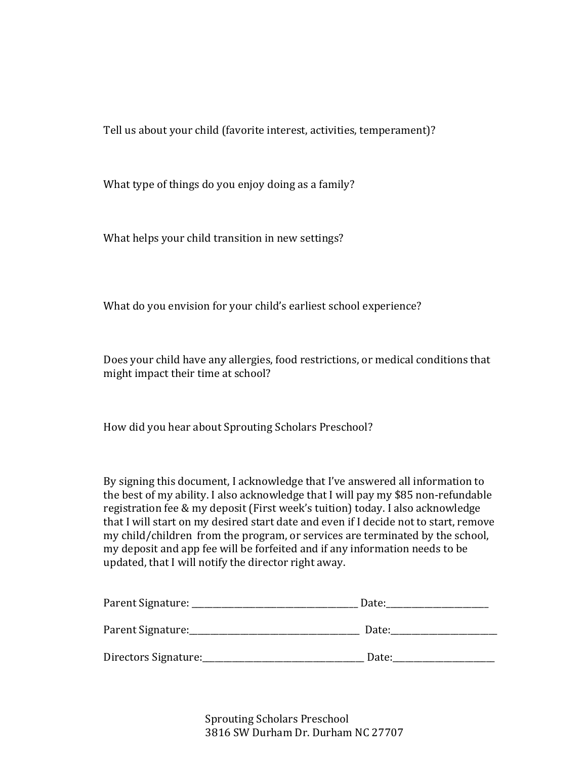Tell us about your child (favorite interest, activities, temperament)?

What type of things do you enjoy doing as a family?

What helps your child transition in new settings?

What do you envision for your child's earliest school experience?

Does your child have any allergies, food restrictions, or medical conditions that might impact their time at school?

How did you hear about Sprouting Scholars Preschool?

By signing this document, I acknowledge that I've answered all information to the best of my ability. I also acknowledge that I will pay my $85 non-refundable registration fee & my deposit (First week's tuition) today. I also acknowledge that I will start on my desired start date and even if I decide not to start, remove my child/children from the program, or services are terminated by the school, my deposit and app fee will be forfeited and if any information needs to be updated, that I will notify the director right away.

Parent Signature: ______________________________ Date:__________________

Parent Signature:______________________________ Date:__________________

Directors Signature:____________________________ Date:__________________

Sprouting Scholars Preschool
3816 SW Durham Dr. Durham NC 27707